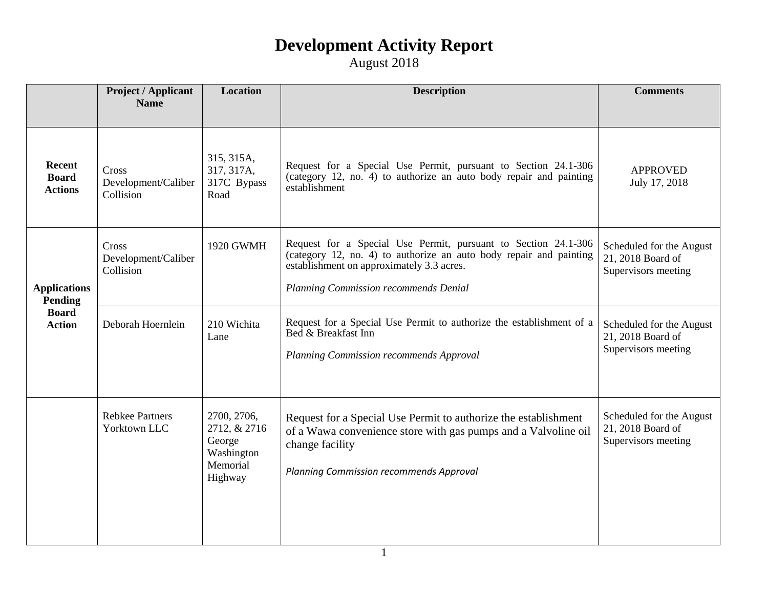# Development Activity Report

August 2018

| | Project / Applicant Name | Location | Description | Comments |
|---|---|---|---|---|
| **Recent Board Actions** | Cross Development/Caliber Collision | 315, 315A, 317, 317A, 317C Bypass Road | Request for a Special Use Permit, pursuant to Section 24.1-306 (category 12, no. 4) to authorize an auto body repair and painting establishment | APPROVED July 17, 2018 |
| **Applications Pending Board Action** | Cross Development/Caliber Collision | 1920 GWMH | Request for a Special Use Permit, pursuant to Section 24.1-306 (category 12, no. 4) to authorize an auto body repair and painting establishment on approximately 3.3 acres. *Planning Commission recommends Denial* | Scheduled for the August 21, 2018 Board of Supervisors meeting |
| | Deborah Hoernlein | 210 Wichita Lane | Request for a Special Use Permit to authorize the establishment of a Bed & Breakfast Inn *Planning Commission recommends Approval* | Scheduled for the August 21, 2018 Board of Supervisors meeting |
| | Rebkee Partners Yorktown LLC | 2700, 2706, 2712, & 2716 George Washington Memorial Highway | Request for a Special Use Permit to authorize the establishment of a Wawa convenience store with gas pumps and a Valvoline oil change facility *Planning Commission recommends Approval* | Scheduled for the August 21, 2018 Board of Supervisors meeting |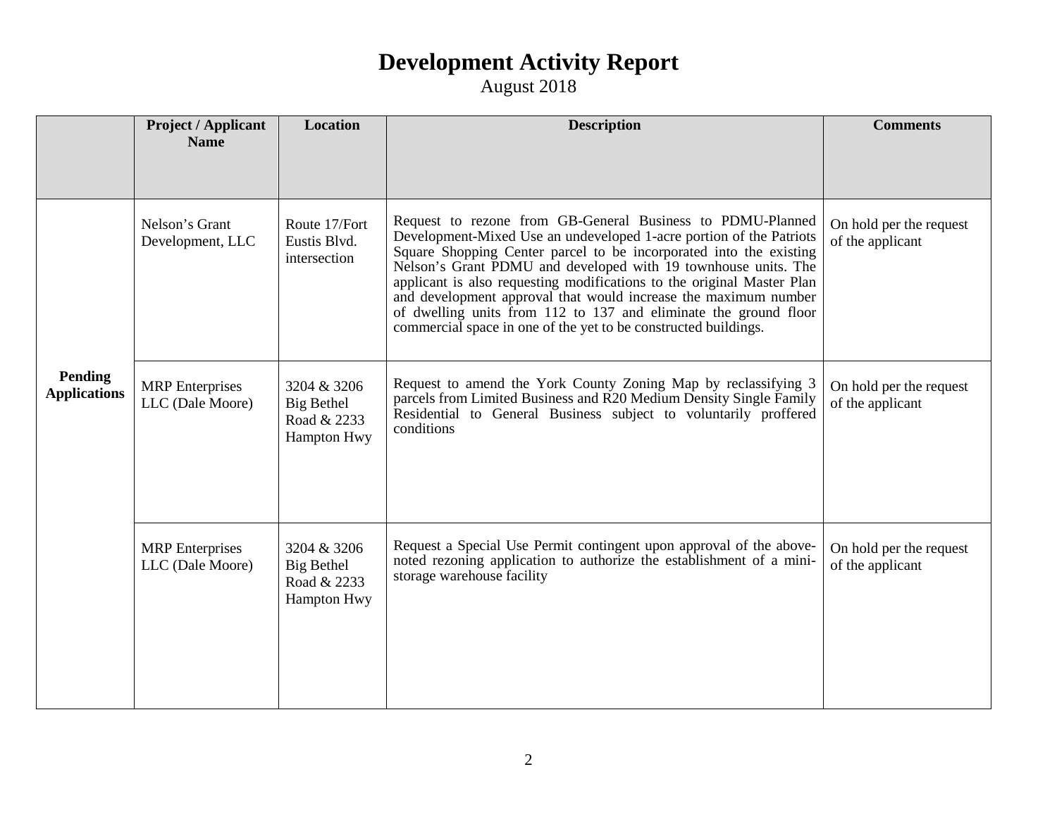# Development Activity Report

August 2018

| | Project / Applicant Name | Location | Description | Comments |
|---|---|---|---|---|
| **Pending Applications** | Nelson's Grant Development, LLC | Route 17/Fort Eustis Blvd. intersection | Request to rezone from GB-General Business to PDMU-Planned Development-Mixed Use an undeveloped 1-acre portion of the Patriots Square Shopping Center parcel to be incorporated into the existing Nelson's Grant PDMU and developed with 19 townhouse units. The applicant is also requesting modifications to the original Master Plan and development approval that would increase the maximum number of dwelling units from 112 to 137 and eliminate the ground floor commercial space in one of the yet to be constructed buildings. | On hold per the request of the applicant |
| | MRP Enterprises LLC (Dale Moore) | 3204 & 3206 Big Bethel Road & 2233 Hampton Hwy | Request to amend the York County Zoning Map by reclassifying 3 parcels from Limited Business and R20 Medium Density Single Family Residential to General Business subject to voluntarily proffered conditions | On hold per the request of the applicant |
| | MRP Enterprises LLC (Dale Moore) | 3204 & 3206 Big Bethel Road & 2233 Hampton Hwy | Request a Special Use Permit contingent upon approval of the above-noted rezoning application to authorize the establishment of a mini-storage warehouse facility | On hold per the request of the applicant |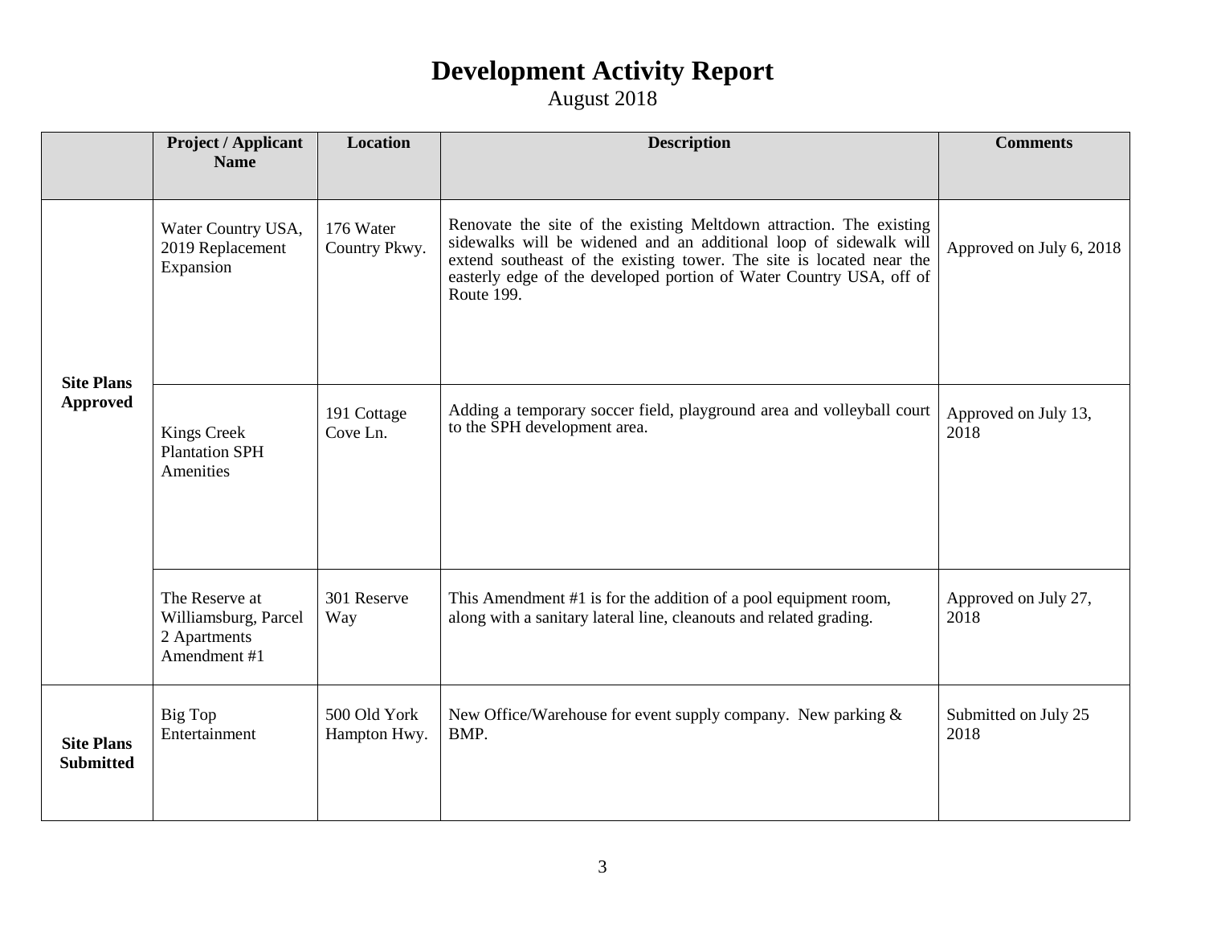# Development Activity Report

August 2018

| | Project / Applicant Name | Location | Description | Comments |
|---|---|---|---|---|
| **Site Plans Approved** | Water Country USA, 2019 Replacement Expansion | 176 Water Country Pkwy. | Renovate the site of the existing Meltdown attraction. The existing sidewalks will be widened and an additional loop of sidewalk will extend southeast of the existing tower. The site is located near the easterly edge of the developed portion of Water Country USA, off of Route 199. | Approved on July 6, 2018 |
| | Kings Creek Plantation SPH Amenities | 191 Cottage Cove Ln. | Adding a temporary soccer field, playground area and volleyball court to the SPH development area. | Approved on July 13, 2018 |
| | The Reserve at Williamsburg, Parcel 2 Apartments Amendment #1 | 301 Reserve Way | This Amendment #1 is for the addition of a pool equipment room, along with a sanitary lateral line, cleanouts and related grading. | Approved on July 27, 2018 |
| **Site Plans Submitted** | Big Top Entertainment | 500 Old York Hampton Hwy. | New Office/Warehouse for event supply company. New parking & BMP. | Submitted on July 25 2018 |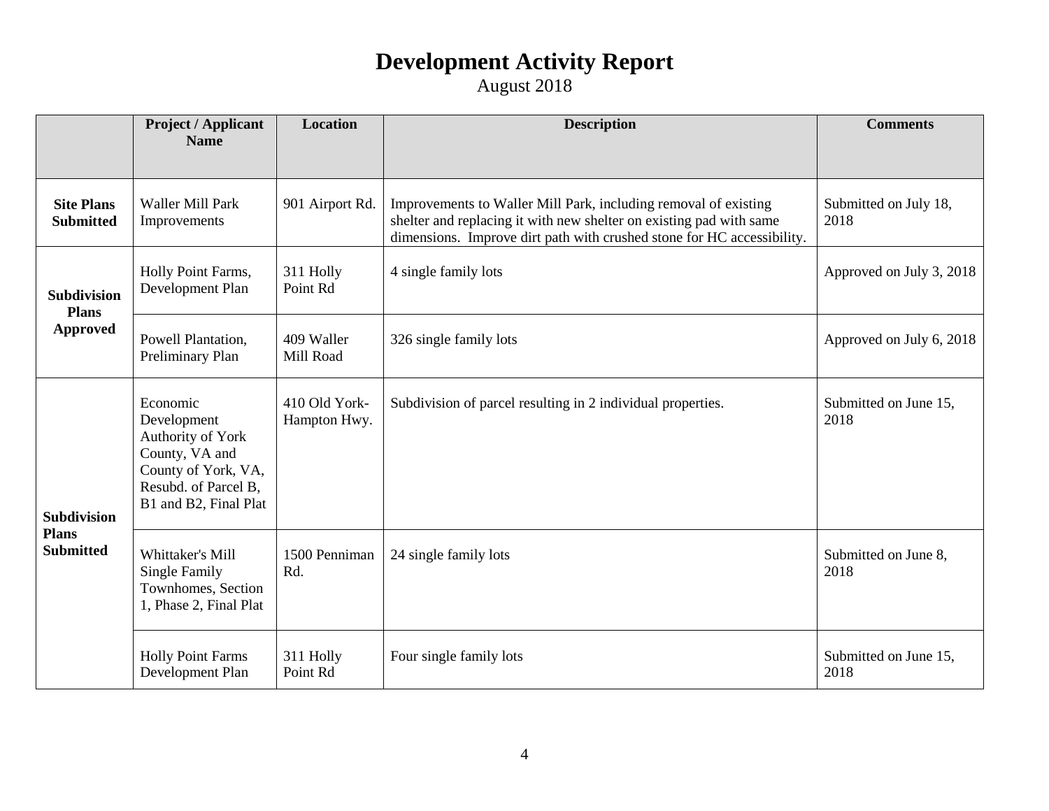# Development Activity Report

August 2018

| | Project / Applicant Name | Location | Description | Comments |
|---|---|---|---|---|
| **Site Plans Submitted** | Waller Mill Park Improvements | 901 Airport Rd. | Improvements to Waller Mill Park, including removal of existing shelter and replacing it with new shelter on existing pad with same dimensions. Improve dirt path with crushed stone for HC accessibility. | Submitted on July 18, 2018 |
| **Subdivision Plans Approved** | Holly Point Farms, Development Plan | 311 Holly Point Rd | 4 single family lots | Approved on July 3, 2018 |
| | Powell Plantation, Preliminary Plan | 409 Waller Mill Road | 326 single family lots | Approved on July 6, 2018 |
| **Subdivision Plans Submitted** | Economic Development Authority of York County, VA and County of York, VA, Resubd. of Parcel B, B1 and B2, Final Plat | 410 Old York-Hampton Hwy. | Subdivision of parcel resulting in 2 individual properties. | Submitted on June 15, 2018 |
| | Whittaker's Mill Single Family Townhomes, Section 1, Phase 2, Final Plat | 1500 Penniman Rd. | 24 single family lots | Submitted on June 8, 2018 |
| | Holly Point Farms Development Plan | 311 Holly Point Rd | Four single family lots | Submitted on June 15, 2018 |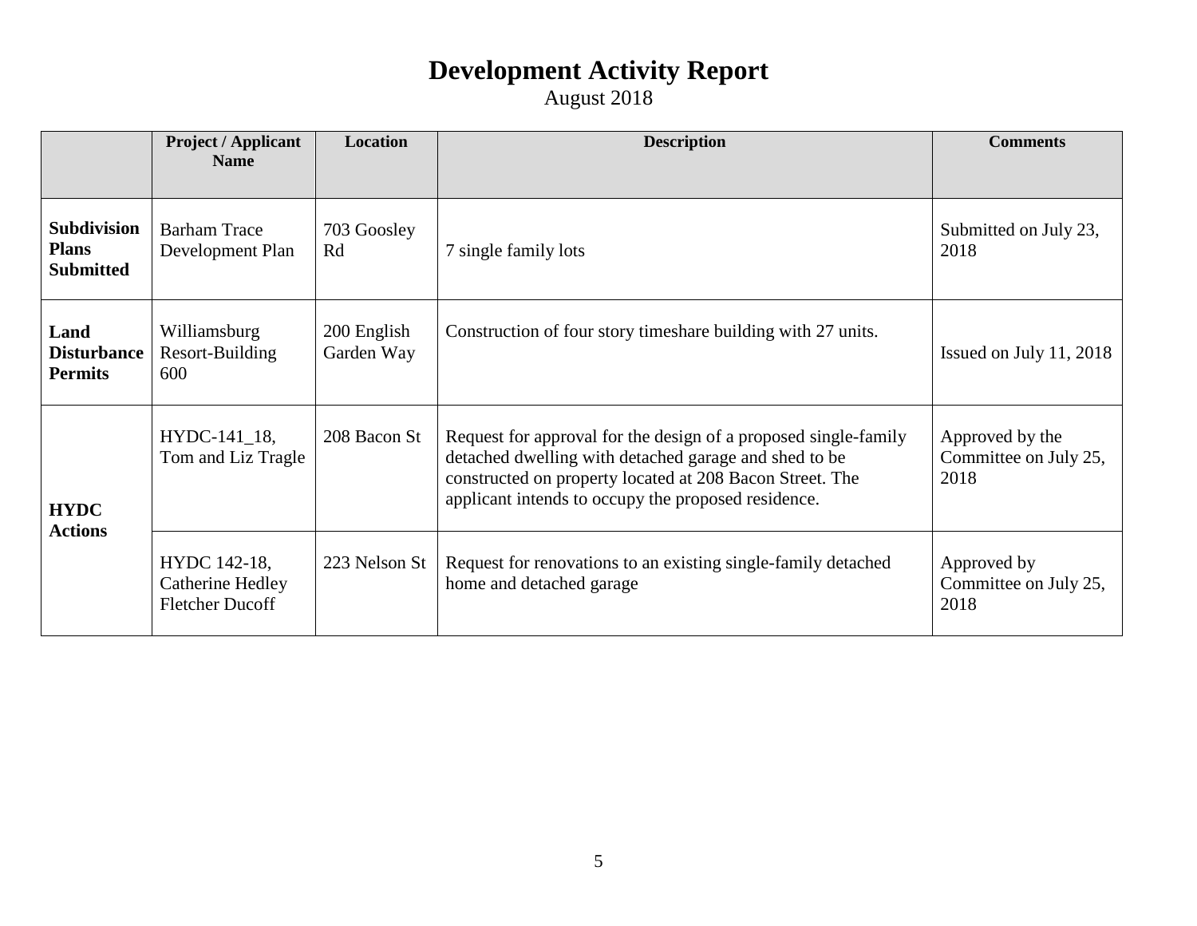# Development Activity Report

August 2018

| | Project / Applicant Name | Location | Description | Comments |
|---|---|---|---|---|
| **Subdivision Plans Submitted** | Barham Trace Development Plan | 703 Goosley Rd | 7 single family lots | Submitted on July 23, 2018 |
| **Land Disturbance Permits** | Williamsburg Resort-Building 600 | 200 English Garden Way | Construction of four story timeshare building with 27 units. | Issued on July 11, 2018 |
| **HYDC Actions** | HYDC-141_18, Tom and Liz Tragle | 208 Bacon St | Request for approval for the design of a proposed single-family detached dwelling with detached garage and shed to be constructed on property located at 208 Bacon Street. The applicant intends to occupy the proposed residence. | Approved by the Committee on July 25, 2018 |
| | HYDC 142-18, Catherine Hedley Fletcher Ducoff | 223 Nelson St | Request for renovations to an existing single-family detached home and detached garage | Approved by Committee on July 25, 2018 |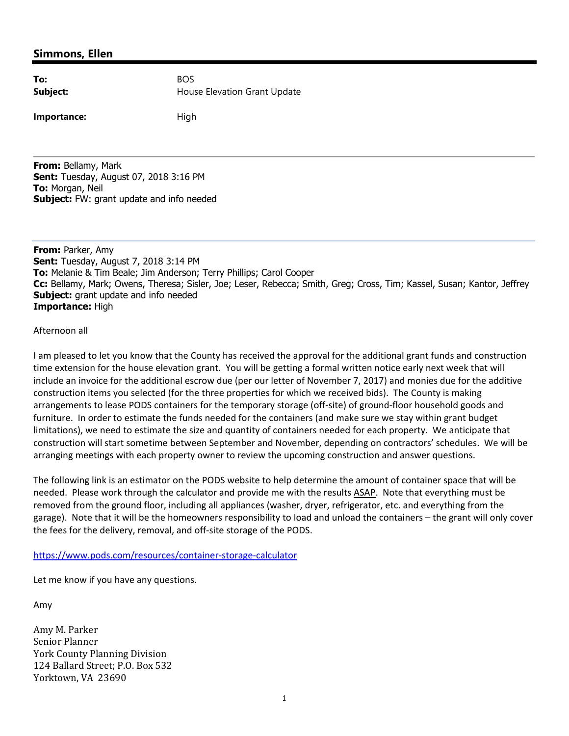## Simmons, Ellen

**To:** BOS
**Subject:** House Elevation Grant Update

**Importance:** High

---

**From:** Bellamy, Mark
**Sent:** Tuesday, August 07, 2018 3:16 PM
**To:** Morgan, Neil
**Subject:** FW: grant update and info needed

---

**From:** Parker, Amy
**Sent:** Tuesday, August 7, 2018 3:14 PM
**To:** Melanie & Tim Beale; Jim Anderson; Terry Phillips; Carol Cooper
**Cc:** Bellamy, Mark; Owens, Theresa; Sisler, Joe; Leser, Rebecca; Smith, Greg; Cross, Tim; Kassel, Susan; Kantor, Jeffrey
**Subject:** grant update and info needed
**Importance:** High

Afternoon all

I am pleased to let you know that the County has received the approval for the additional grant funds and construction time extension for the house elevation grant. You will be getting a formal written notice early next week that will include an invoice for the additional escrow due (per our letter of November 7, 2017) and monies due for the additive construction items you selected (for the three properties for which we received bids). The County is making arrangements to lease PODS containers for the temporary storage (off-site) of ground-floor household goods and furniture. In order to estimate the funds needed for the containers (and make sure we stay within grant budget limitations), we need to estimate the size and quantity of containers needed for each property. We anticipate that construction will start sometime between September and November, depending on contractors' schedules. We will be arranging meetings with each property owner to review the upcoming construction and answer questions.

The following link is an estimator on the PODS website to help determine the amount of container space that will be needed. Please work through the calculator and provide me with the results <u>ASAP</u>. Note that everything must be removed from the ground floor, including all appliances (washer, dryer, refrigerator, etc. and everything from the garage). Note that it will be the homeowners responsibility to load and unload the containers – the grant will only cover the fees for the delivery, removal, and off-site storage of the PODS.

https://www.pods.com/resources/container-storage-calculator

Let me know if you have any questions.

Amy

Amy M. Parker
Senior Planner
York County Planning Division
124 Ballard Street; P.O. Box 532
Yorktown, VA 23690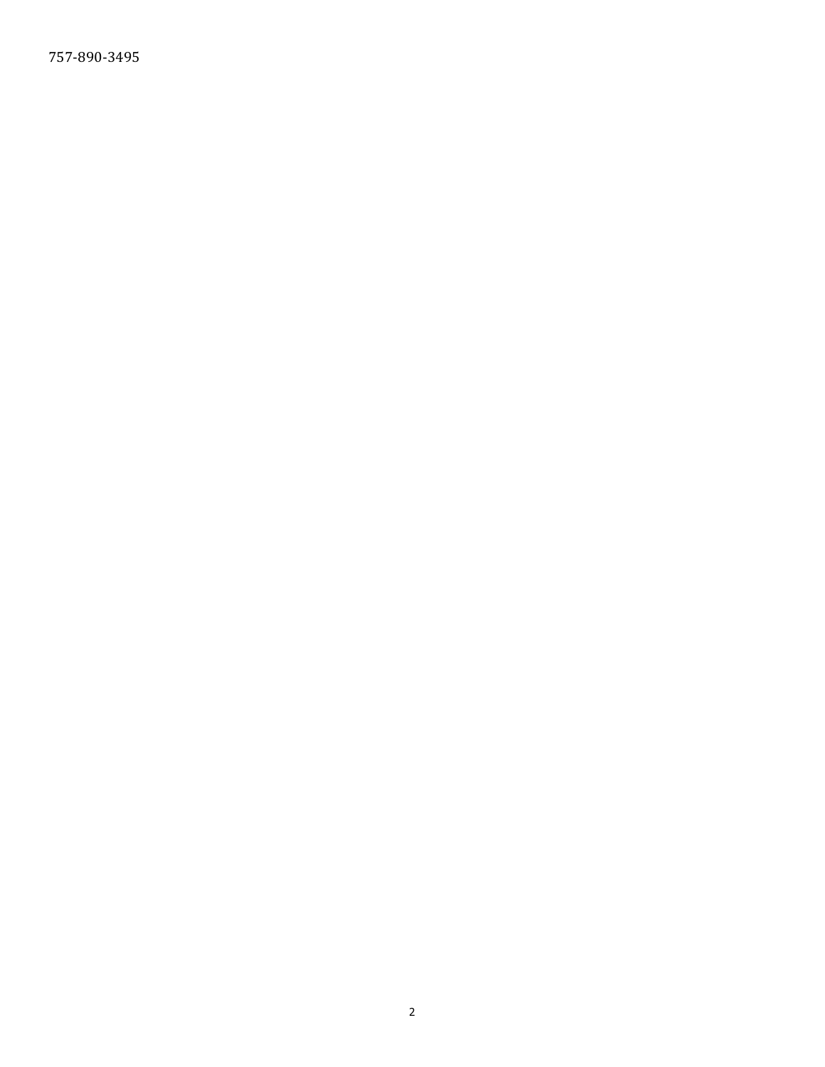757-890-3495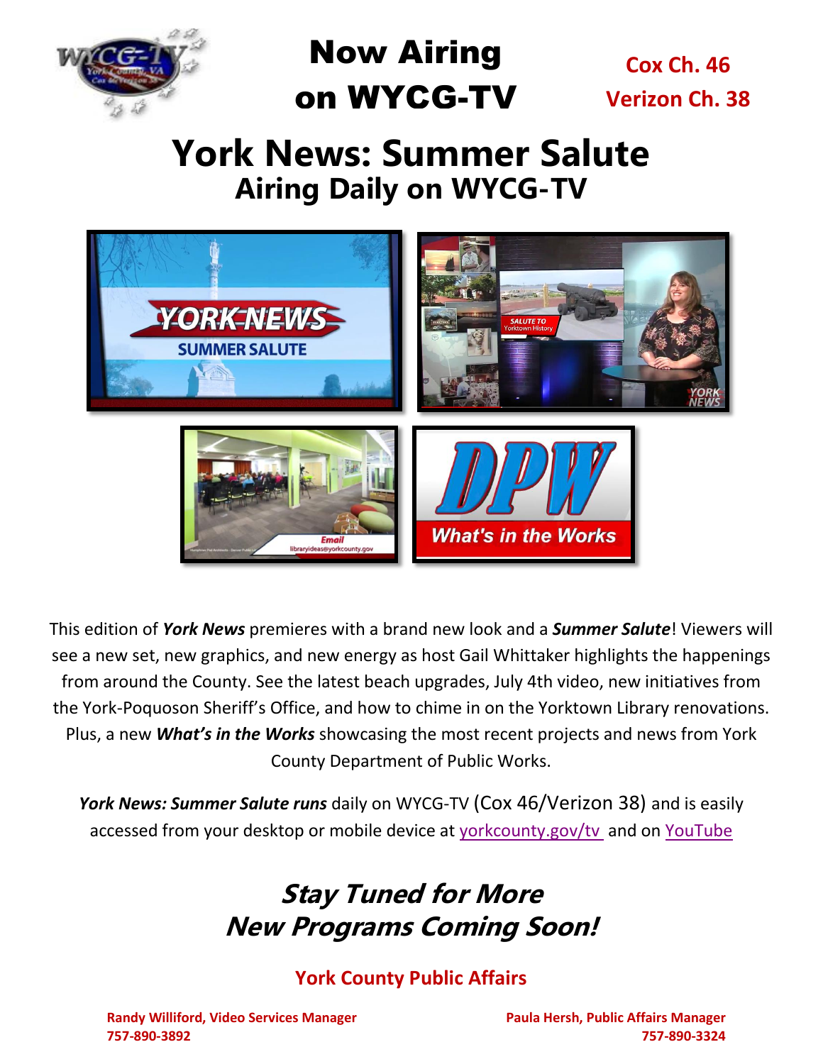# Now Airing on WYCG-TV

**Cox Ch. 46**
**Verizon Ch. 38**

# York News: Summer Salute

## Airing Daily on WYCG-TV

This edition of ***York News*** premieres with a brand new look and a ***Summer Salute***! Viewers will see a new set, new graphics, and new energy as host Gail Whittaker highlights the happenings from around the County. See the latest beach upgrades, July 4th video, new initiatives from the York-Poquoson Sheriff's Office, and how to chime in on the Yorktown Library renovations. Plus, a new ***What's in the Works*** showcasing the most recent projects and news from York County Department of Public Works.

***York News: Summer Salute runs*** daily on WYCG-TV (Cox 46/Verizon 38) and is easily accessed from your desktop or mobile device at yorkcounty.gov/tv and on YouTube

## *Stay Tuned for More New Programs Coming Soon!*

**York County Public Affairs**

**Randy Williford, Video Services Manager**
**757-890-3892**

**Paula Hersh, Public Affairs Manager**
**757-890-3324**